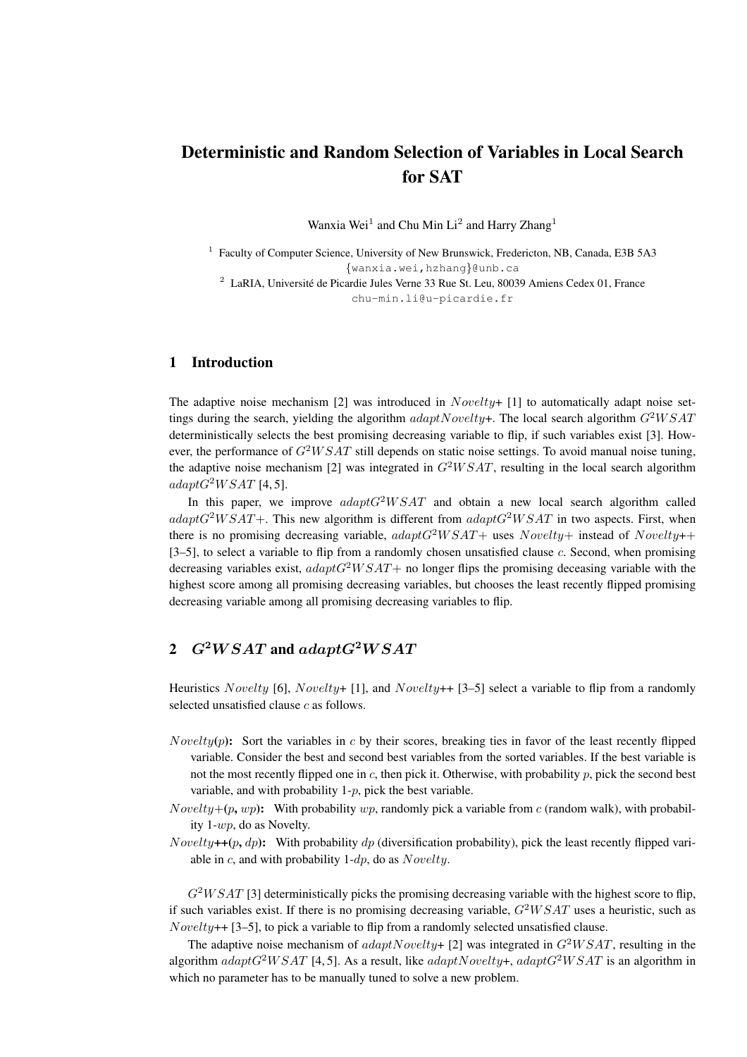# Deterministic and Random Selection of Variables in Local Search for SAT

Wanxia Wei[1] and Chu Min Li[2] and Harry Zhang[1]

[1] Faculty of Computer Science, University of New Brunswick, Fredericton, NB, Canada, E3B 5A3
{wanxia.wei,hzhang}@unb.ca

[2] LaRIA, Université de Picardie Jules Verne 33 Rue St. Leu, 80039 Amiens Cedex 01, France
chu-min.li@u-picardie.fr

## 1 Introduction

The adaptive noise mechanism [2] was introduced in *Novelty*+ [1] to automatically adapt noise settings during the search, yielding the algorithm *adaptNovelty*+. The local search algorithm $G^2WSAT$ deterministically selects the best promising decreasing variable to flip, if such variables exist [3]. However, the performance of $G^2WSAT$ still depends on static noise settings. To avoid manual noise tuning, the adaptive noise mechanism [2] was integrated in $G^2WSAT$, resulting in the local search algorithm $adaptG^2WSAT$ [4, 5].

In this paper, we improve $adaptG^2WSAT$ and obtain a new local search algorithm called $adaptG^2WSAT+$. This new algorithm is different from $adaptG^2WSAT$ in two aspects. First, when there is no promising decreasing variable, $adaptG^2WSAT+$ uses $Novelty+$ instead of *Novelty*++ [3–5], to select a variable to flip from a randomly chosen unsatisfied clause $c$. Second, when promising decreasing variables exist, $adaptG^2WSAT+$ no longer flips the promising deceasing variable with the highest score among all promising decreasing variables, but chooses the least recently flipped promising decreasing variable among all promising decreasing variables to flip.

## 2 $G^2WSAT$ and $adaptG^2WSAT$

Heuristics *Novelty* [6], *Novelty*+ [1], and *Novelty*++ [3–5] select a variable to flip from a randomly selected unsatisfied clause $c$ as follows.

- ***Novelty*($p$):** Sort the variables in $c$ by their scores, breaking ties in favor of the least recently flipped variable. Consider the best and second best variables from the sorted variables. If the best variable is not the most recently flipped one in $c$, then pick it. Otherwise, with probability $p$, pick the second best variable, and with probability 1-$p$, pick the best variable.
- ***Novelty*+($p$, $wp$):** With probability $wp$, randomly pick a variable from $c$ (random walk), with probability 1-$wp$, do as Novelty.
- ***Novelty*++($p$, $dp$):** With probability $dp$ (diversification probability), pick the least recently flipped variable in $c$, and with probability 1-$dp$, do as *Novelty*.

$G^2WSAT$ [3] deterministically picks the promising decreasing variable with the highest score to flip, if such variables exist. If there is no promising decreasing variable, $G^2WSAT$ uses a heuristic, such as *Novelty*++ [3–5], to pick a variable to flip from a randomly selected unsatisfied clause.

The adaptive noise mechanism of *adaptNovelty*+ [2] was integrated in $G^2WSAT$, resulting in the algorithm $adaptG^2WSAT$ [4, 5]. As a result, like *adaptNovelty*+, $adaptG^2WSAT$ is an algorithm in which no parameter has to be manually tuned to solve a new problem.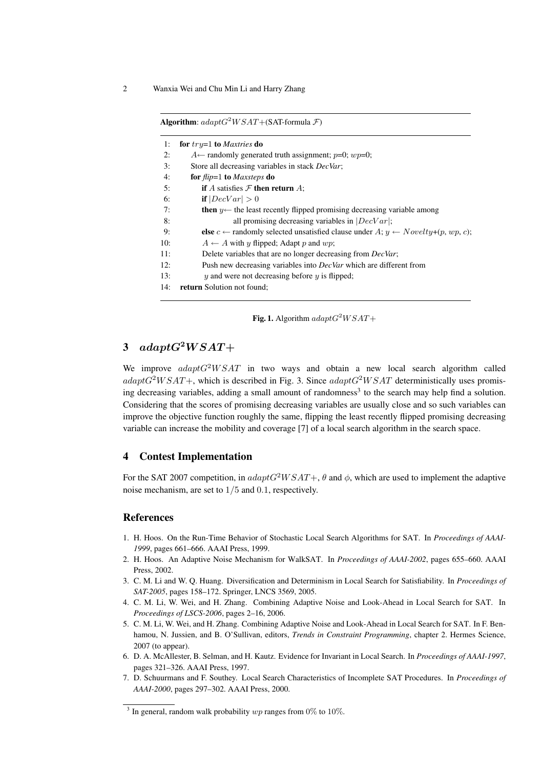**Algorithm**: $adaptG^2WSAT+$(SAT-formula $\mathcal{F}$)

```
1:  for try=1 to Maxtries do
2:      A← randomly generated truth assignment; p=0; wp=0;
3:      Store all decreasing variables in stack DecVar;
4:      for flip=1 to Maxsteps do
5:          if A satisfies F then return A;
6:          if |DecVar| > 0
7:          then y← the least recently flipped promising decreasing variable among
8:                   all promising decreasing variables in |DecVar|;
9:          else c ← randomly selected unsatisfied clause under A; y ← Novelty+(p, wp, c);
10:         A ← A with y flipped; Adapt p and wp;
11:         Delete variables that are no longer decreasing from DecVar;
12:         Push new decreasing variables into DecVar which are different from
13:          y and were not decreasing before y is flipped;
14: return Solution not found;
```

**Fig. 1.** Algorithm $adaptG^2WSAT+$

## 3 $adaptG^2WSAT+$

We improve $adaptG^2WSAT$ in two ways and obtain a new local search algorithm called $adaptG^2WSAT+$, which is described in Fig. 3. Since $adaptG^2WSAT$ deterministically uses promising decreasing variables, adding a small amount of randomness[3] to the search may help find a solution. Considering that the scores of promising decreasing variables are usually close and so such variables can improve the objective function roughly the same, flipping the least recently flipped promising decreasing variable can increase the mobility and coverage [7] of a local search algorithm in the search space.

## 4 Contest Implementation

For the SAT 2007 competition, in $adaptG^2WSAT+$, $\theta$ and $\phi$, which are used to implement the adaptive noise mechanism, are set to $1/5$ and $0.1$, respectively.

## References

1. H. Hoos. On the Run-Time Behavior of Stochastic Local Search Algorithms for SAT. In *Proceedings of AAAI-1999*, pages 661–666. AAAI Press, 1999.
2. H. Hoos. An Adaptive Noise Mechanism for WalkSAT. In *Proceedings of AAAI-2002*, pages 655–660. AAAI Press, 2002.
3. C. M. Li and W. Q. Huang. Diversification and Determinism in Local Search for Satisfiability. In *Proceedings of SAT-2005*, pages 158–172. Springer, LNCS 3569, 2005.
4. C. M. Li, W. Wei, and H. Zhang. Combining Adaptive Noise and Look-Ahead in Local Search for SAT. In *Proceedings of LSCS-2006*, pages 2–16, 2006.
5. C. M. Li, W. Wei, and H. Zhang. Combining Adaptive Noise and Look-Ahead in Local Search for SAT. In F. Benhamou, N. Jussien, and B. O'Sullivan, editors, *Trends in Constraint Programming*, chapter 2. Hermes Science, 2007 (to appear).
6. D. A. McAllester, B. Selman, and H. Kautz. Evidence for Invariant in Local Search. In *Proceedings of AAAI-1997*, pages 321–326. AAAI Press, 1997.
7. D. Schuurmans and F. Southey. Local Search Characteristics of Incomplete SAT Procedures. In *Proceedings of AAAI-2000*, pages 297–302. AAAI Press, 2000.

[3] In general, random walk probability $wp$ ranges from $0\%$ to $10\%$.